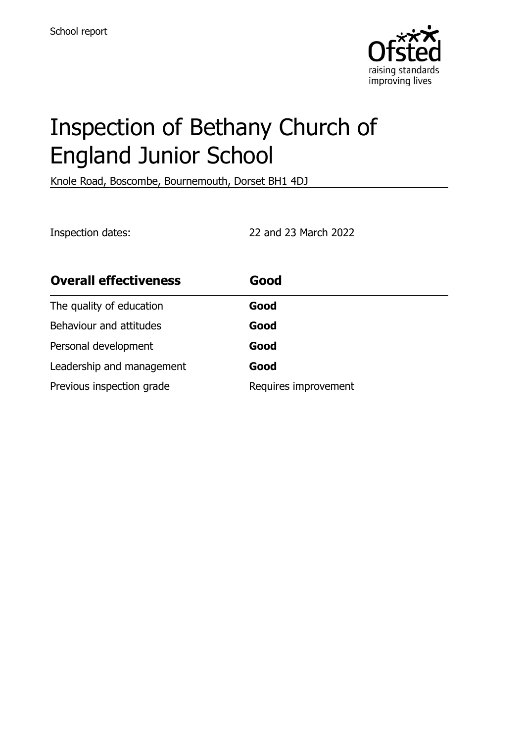School report

# Inspection of Bethany Church of England Junior School

Knole Road, Boscombe, Bournemouth, Dorset BH1 4DJ

Inspection dates: 22 and 23 March 2022

| **Overall effectiveness** | **Good** |
|---|---|
| The quality of education | **Good** |
| Behaviour and attitudes | **Good** |
| Personal development | **Good** |
| Leadership and management | **Good** |
| Previous inspection grade | Requires improvement |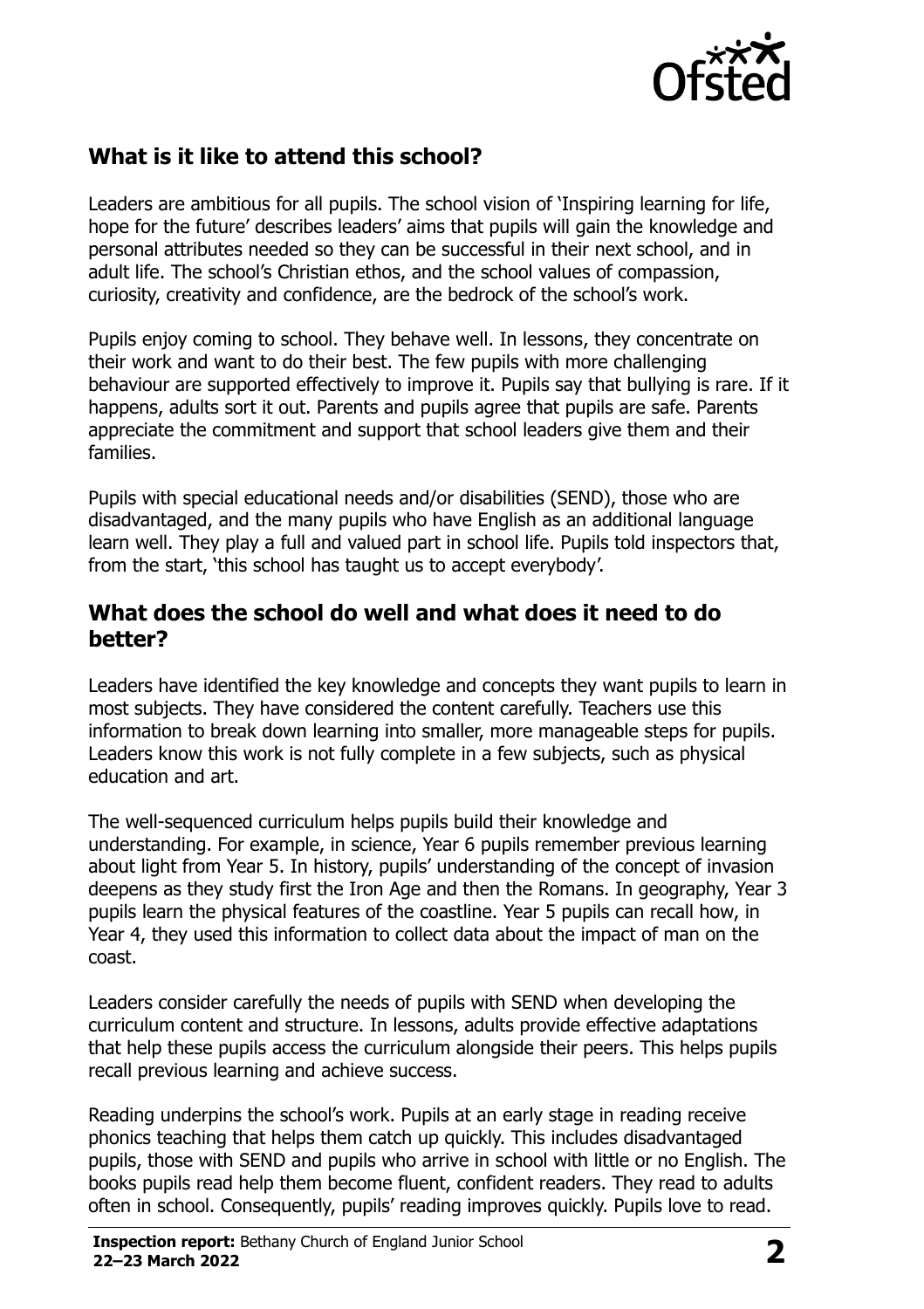## What is it like to attend this school?

Leaders are ambitious for all pupils. The school vision of 'Inspiring learning for life, hope for the future' describes leaders' aims that pupils will gain the knowledge and personal attributes needed so they can be successful in their next school, and in adult life. The school's Christian ethos, and the school values of compassion, curiosity, creativity and confidence, are the bedrock of the school's work.

Pupils enjoy coming to school. They behave well. In lessons, they concentrate on their work and want to do their best. The few pupils with more challenging behaviour are supported effectively to improve it. Pupils say that bullying is rare. If it happens, adults sort it out. Parents and pupils agree that pupils are safe. Parents appreciate the commitment and support that school leaders give them and their families.

Pupils with special educational needs and/or disabilities (SEND), those who are disadvantaged, and the many pupils who have English as an additional language learn well. They play a full and valued part in school life. Pupils told inspectors that, from the start, 'this school has taught us to accept everybody'.

## What does the school do well and what does it need to do better?

Leaders have identified the key knowledge and concepts they want pupils to learn in most subjects. They have considered the content carefully. Teachers use this information to break down learning into smaller, more manageable steps for pupils. Leaders know this work is not fully complete in a few subjects, such as physical education and art.

The well-sequenced curriculum helps pupils build their knowledge and understanding. For example, in science, Year 6 pupils remember previous learning about light from Year 5. In history, pupils' understanding of the concept of invasion deepens as they study first the Iron Age and then the Romans. In geography, Year 3 pupils learn the physical features of the coastline. Year 5 pupils can recall how, in Year 4, they used this information to collect data about the impact of man on the coast.

Leaders consider carefully the needs of pupils with SEND when developing the curriculum content and structure. In lessons, adults provide effective adaptations that help these pupils access the curriculum alongside their peers. This helps pupils recall previous learning and achieve success.

Reading underpins the school's work. Pupils at an early stage in reading receive phonics teaching that helps them catch up quickly. This includes disadvantaged pupils, those with SEND and pupils who arrive in school with little or no English. The books pupils read help them become fluent, confident readers. They read to adults often in school. Consequently, pupils' reading improves quickly. Pupils love to read.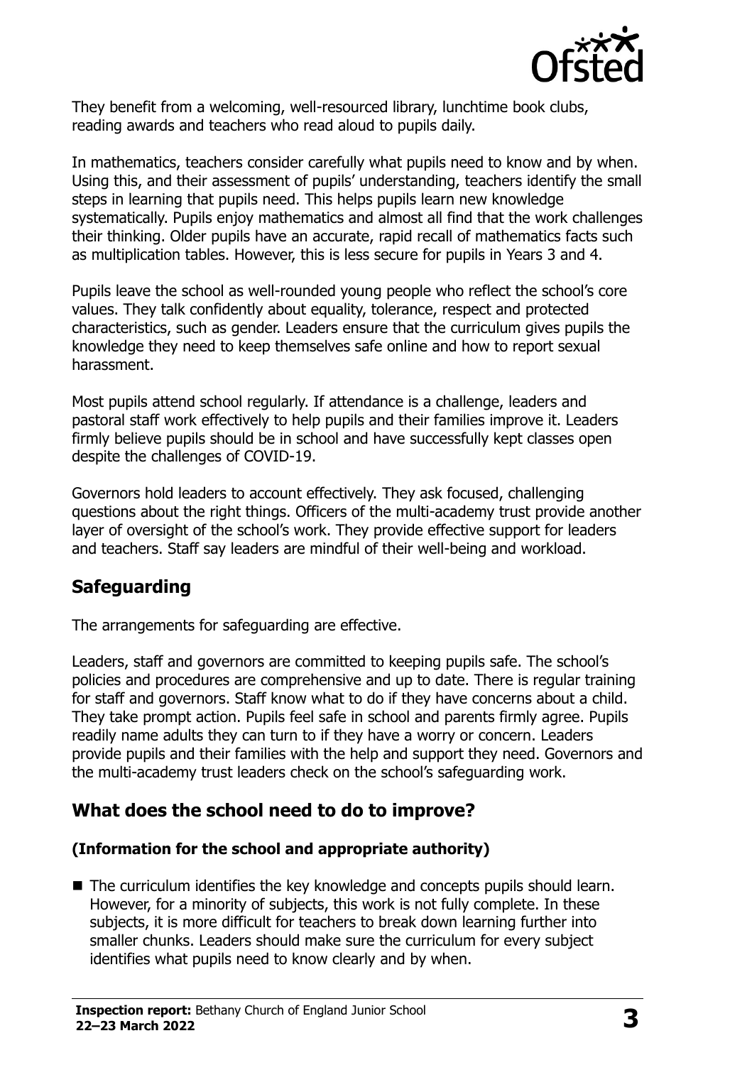They benefit from a welcoming, well-resourced library, lunchtime book clubs, reading awards and teachers who read aloud to pupils daily.

In mathematics, teachers consider carefully what pupils need to know and by when. Using this, and their assessment of pupils' understanding, teachers identify the small steps in learning that pupils need. This helps pupils learn new knowledge systematically. Pupils enjoy mathematics and almost all find that the work challenges their thinking. Older pupils have an accurate, rapid recall of mathematics facts such as multiplication tables. However, this is less secure for pupils in Years 3 and 4.

Pupils leave the school as well-rounded young people who reflect the school's core values. They talk confidently about equality, tolerance, respect and protected characteristics, such as gender. Leaders ensure that the curriculum gives pupils the knowledge they need to keep themselves safe online and how to report sexual harassment.

Most pupils attend school regularly. If attendance is a challenge, leaders and pastoral staff work effectively to help pupils and their families improve it. Leaders firmly believe pupils should be in school and have successfully kept classes open despite the challenges of COVID-19.

Governors hold leaders to account effectively. They ask focused, challenging questions about the right things. Officers of the multi-academy trust provide another layer of oversight of the school's work. They provide effective support for leaders and teachers. Staff say leaders are mindful of their well-being and workload.

## Safeguarding

The arrangements for safeguarding are effective.

Leaders, staff and governors are committed to keeping pupils safe. The school's policies and procedures are comprehensive and up to date. There is regular training for staff and governors. Staff know what to do if they have concerns about a child. They take prompt action. Pupils feel safe in school and parents firmly agree. Pupils readily name adults they can turn to if they have a worry or concern. Leaders provide pupils and their families with the help and support they need. Governors and the multi-academy trust leaders check on the school's safeguarding work.

## What does the school need to do to improve?

### (Information for the school and appropriate authority)

- The curriculum identifies the key knowledge and concepts pupils should learn. However, for a minority of subjects, this work is not fully complete. In these subjects, it is more difficult for teachers to break down learning further into smaller chunks. Leaders should make sure the curriculum for every subject identifies what pupils need to know clearly and by when.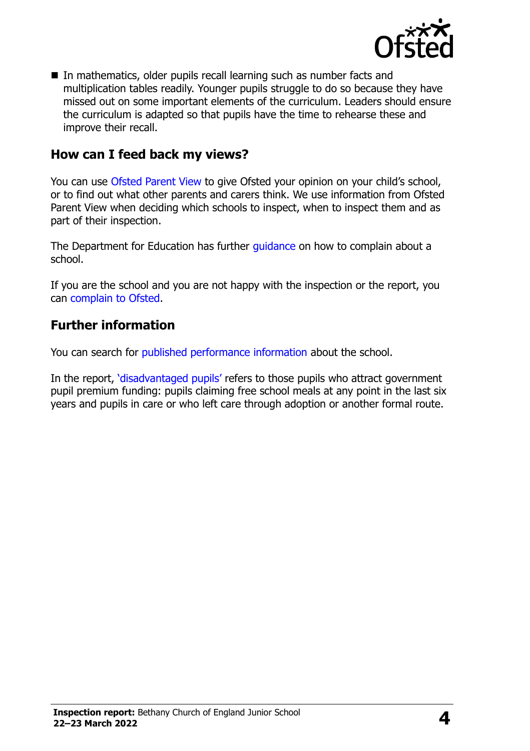- In mathematics, older pupils recall learning such as number facts and multiplication tables readily. Younger pupils struggle to do so because they have missed out on some important elements of the curriculum. Leaders should ensure the curriculum is adapted so that pupils have the time to rehearse these and improve their recall.

## How can I feed back my views?

You can use Ofsted Parent View to give Ofsted your opinion on your child's school, or to find out what other parents and carers think. We use information from Ofsted Parent View when deciding which schools to inspect, when to inspect them and as part of their inspection.

The Department for Education has further guidance on how to complain about a school.

If you are the school and you are not happy with the inspection or the report, you can complain to Ofsted.

## Further information

You can search for published performance information about the school.

In the report, 'disadvantaged pupils' refers to those pupils who attract government pupil premium funding: pupils claiming free school meals at any point in the last six years and pupils in care or who left care through adoption or another formal route.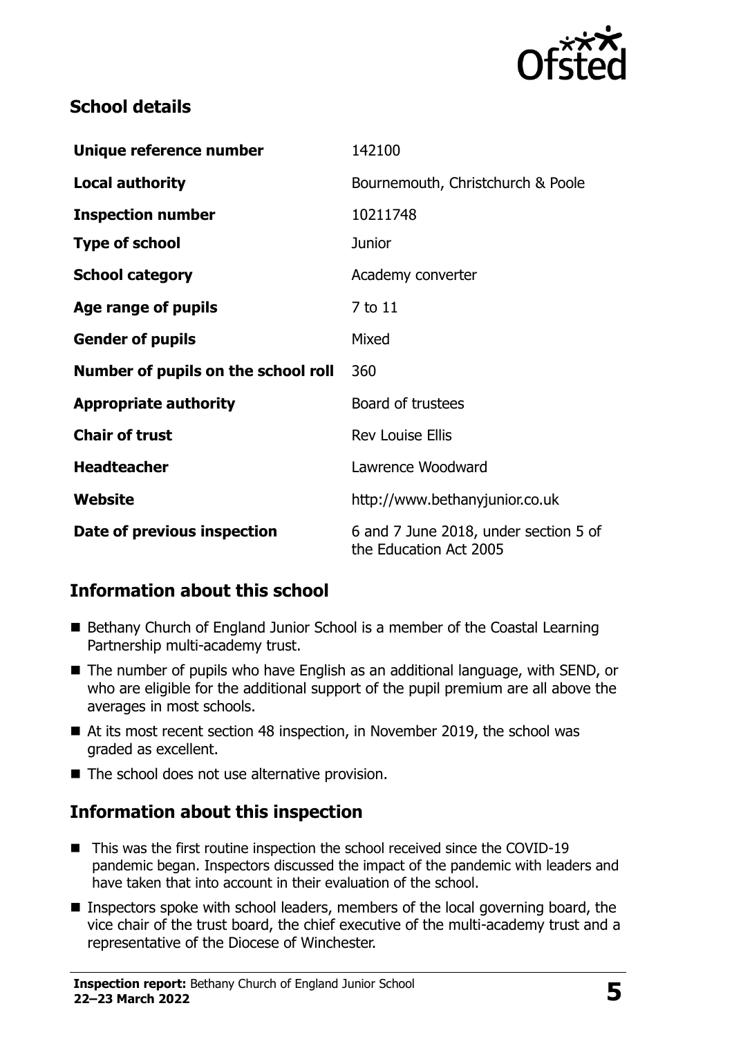## School details

| | |
|---|---|
| **Unique reference number** | 142100 |
| **Local authority** | Bournemouth, Christchurch & Poole |
| **Inspection number** | 10211748 |
| **Type of school** | Junior |
| **School category** | Academy converter |
| **Age range of pupils** | 7 to 11 |
| **Gender of pupils** | Mixed |
| **Number of pupils on the school roll** | 360 |
| **Appropriate authority** | Board of trustees |
| **Chair of trust** | Rev Louise Ellis |
| **Headteacher** | Lawrence Woodward |
| **Website** | http://www.bethanyjunior.co.uk |
| **Date of previous inspection** | 6 and 7 June 2018, under section 5 of the Education Act 2005 |

## Information about this school

- Bethany Church of England Junior School is a member of the Coastal Learning Partnership multi-academy trust.
- The number of pupils who have English as an additional language, with SEND, or who are eligible for the additional support of the pupil premium are all above the averages in most schools.
- At its most recent section 48 inspection, in November 2019, the school was graded as excellent.
- The school does not use alternative provision.

## Information about this inspection

- This was the first routine inspection the school received since the COVID-19 pandemic began. Inspectors discussed the impact of the pandemic with leaders and have taken that into account in their evaluation of the school.
- Inspectors spoke with school leaders, members of the local governing board, the vice chair of the trust board, the chief executive of the multi-academy trust and a representative of the Diocese of Winchester.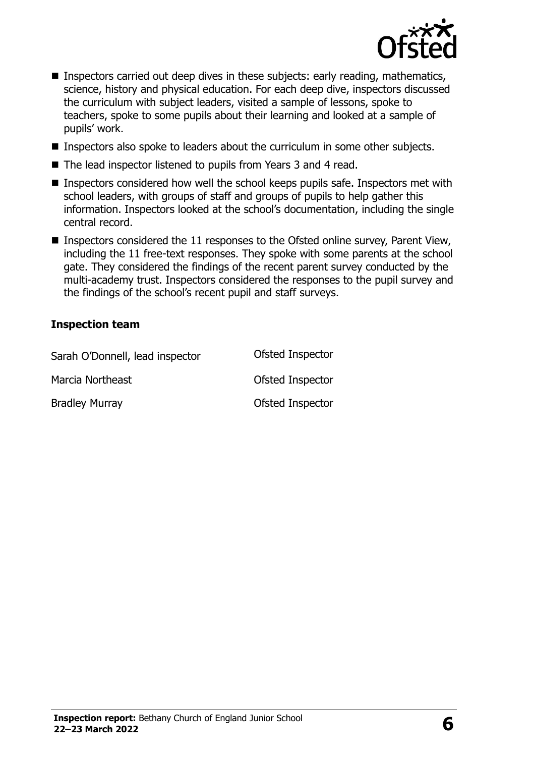- Inspectors carried out deep dives in these subjects: early reading, mathematics, science, history and physical education. For each deep dive, inspectors discussed the curriculum with subject leaders, visited a sample of lessons, spoke to teachers, spoke to some pupils about their learning and looked at a sample of pupils' work.
- Inspectors also spoke to leaders about the curriculum in some other subjects.
- The lead inspector listened to pupils from Years 3 and 4 read.
- Inspectors considered how well the school keeps pupils safe. Inspectors met with school leaders, with groups of staff and groups of pupils to help gather this information. Inspectors looked at the school's documentation, including the single central record.
- Inspectors considered the 11 responses to the Ofsted online survey, Parent View, including the 11 free-text responses. They spoke with some parents at the school gate. They considered the findings of the recent parent survey conducted by the multi-academy trust. Inspectors considered the responses to the pupil survey and the findings of the school's recent pupil and staff surveys.

### Inspection team

| | |
|---|---|
| Sarah O'Donnell, lead inspector | Ofsted Inspector |
| Marcia Northeast | Ofsted Inspector |
| Bradley Murray | Ofsted Inspector |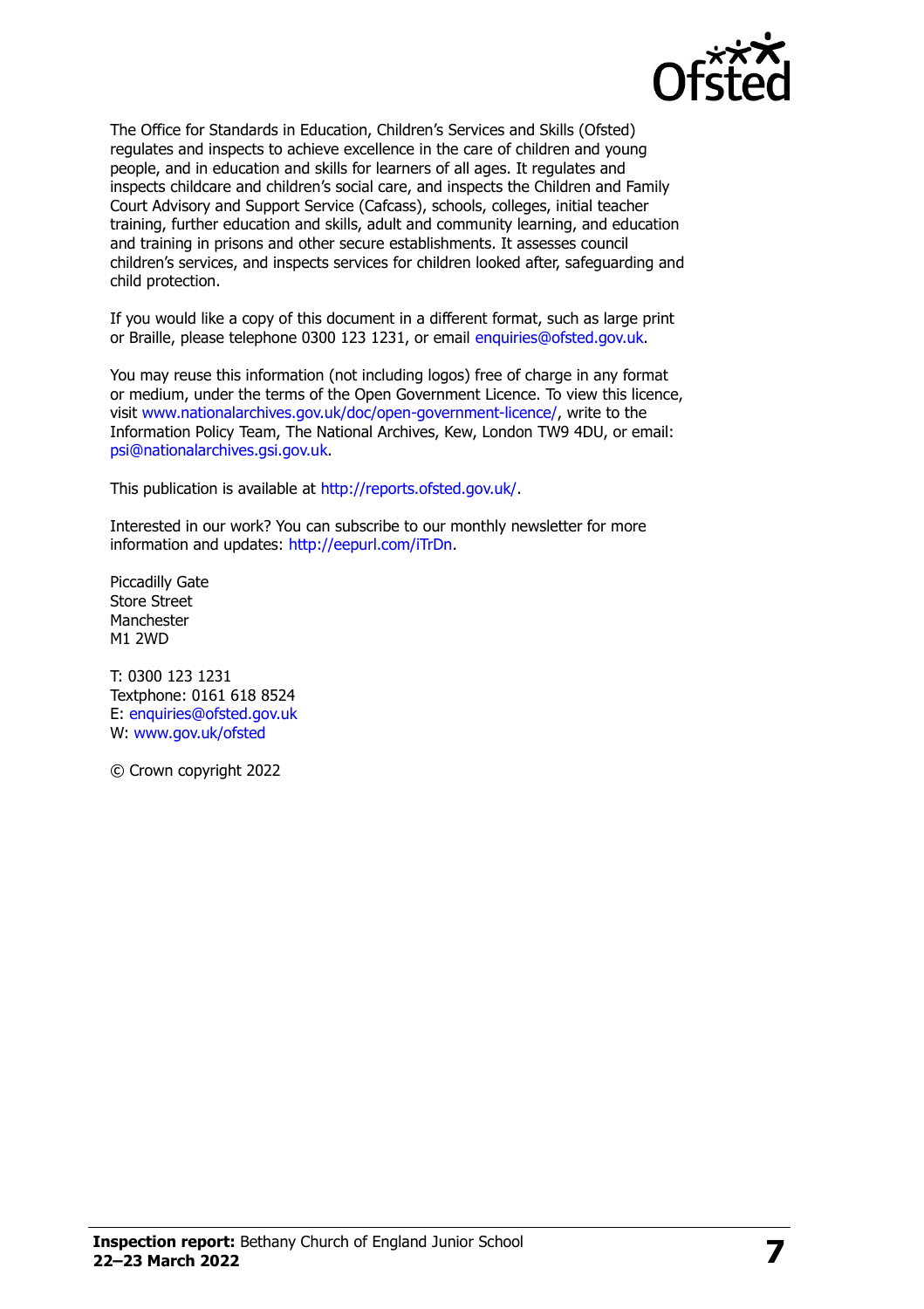The Office for Standards in Education, Children's Services and Skills (Ofsted) regulates and inspects to achieve excellence in the care of children and young people, and in education and skills for learners of all ages. It regulates and inspects childcare and children's social care, and inspects the Children and Family Court Advisory and Support Service (Cafcass), schools, colleges, initial teacher training, further education and skills, adult and community learning, and education and training in prisons and other secure establishments. It assesses council children's services, and inspects services for children looked after, safeguarding and child protection.

If you would like a copy of this document in a different format, such as large print or Braille, please telephone 0300 123 1231, or email enquiries@ofsted.gov.uk.

You may reuse this information (not including logos) free of charge in any format or medium, under the terms of the Open Government Licence. To view this licence, visit www.nationalarchives.gov.uk/doc/open-government-licence/, write to the Information Policy Team, The National Archives, Kew, London TW9 4DU, or email: psi@nationalarchives.gsi.gov.uk.

This publication is available at http://reports.ofsted.gov.uk/.

Interested in our work? You can subscribe to our monthly newsletter for more information and updates: http://eepurl.com/iTrDn.

Piccadilly Gate
Store Street
Manchester
M1 2WD

T: 0300 123 1231
Textphone: 0161 618 8524
E: enquiries@ofsted.gov.uk
W: www.gov.uk/ofsted

© Crown copyright 2022